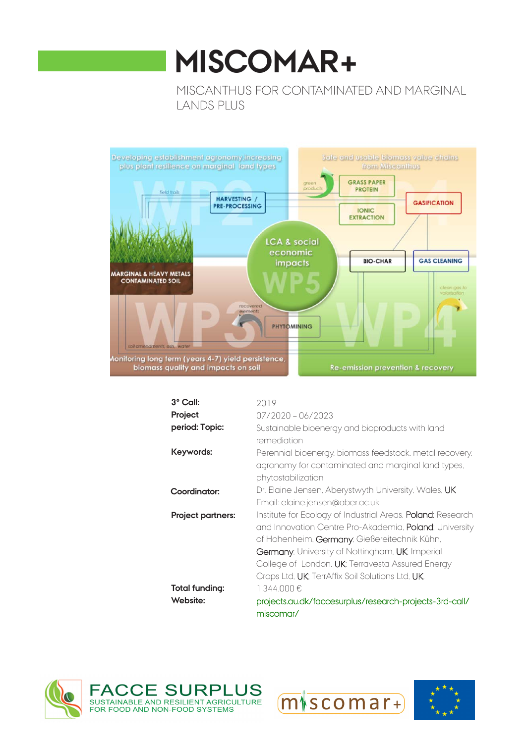# MISCOMAR+

MISCANTHUS FOR CONTAMINATED AND MARGINAL LANDS PLUS

| | |
|---|---|
| **3° Call:** | 2019 |
| **Project period:** | 07/2020 – 06/2023 |
| **Topic:** | Sustainable bioenergy and bioproducts with land remediation |
| **Keywords:** | Perennial bioenergy, biomass feedstock, metal recovery, agronomy for contaminated and marginal land types, phytostabilization |
| **Coordinator:** | Dr. Elaine Jensen, Aberystwyth University, Wales, UK<br>Email: elaine.jensen@aber.ac.uk |
| **Project partners:** | Institute for Ecology of Industrial Areas, Poland; Research and Innovation Centre Pro-Akademia, Poland; University of Hohenheim, Germany; Gießereitechnik Kühn, Germany; University of Nottingham, UK; Imperial College of London, UK; Terravesta Assured Energy Crops Ltd, UK; TerrAffix Soil Solutions Ltd, UK |
| **Total funding:** | 1.344.000 € |
| **Website:** | projects.au.dk/faccesurplus/research-projects-3rd-call/miscomar/ |

FACCE SURPLUS
SUSTAINABLE AND RESILIENT AGRICULTURE FOR FOOD AND NON-FOOD SYSTEMS

miscomar+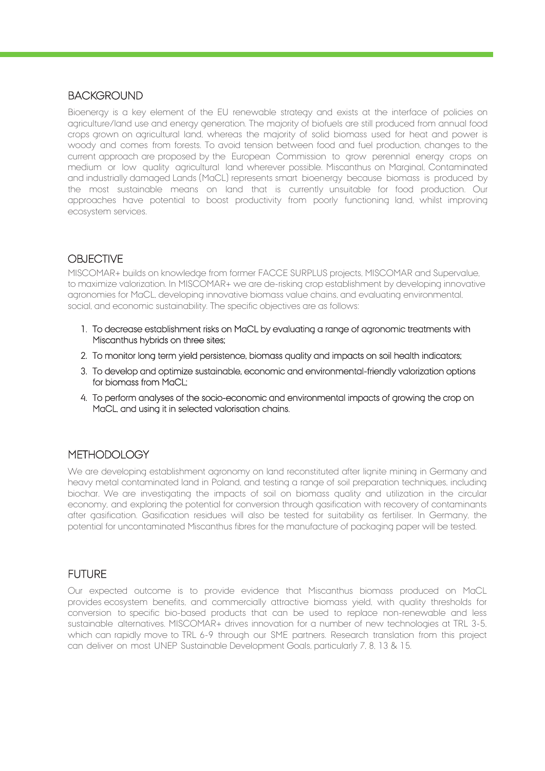## BACKGROUND

Bioenergy is a key element of the EU renewable strategy and exists at the interface of policies on agriculture/land use and energy generation. The majority of biofuels are still produced from annual food crops grown on agricultural land, whereas the majority of solid biomass used for heat and power is woody and comes from forests. To avoid tension between food and fuel production, changes to the current approach are proposed by the European Commission to grow perennial energy crops on medium or low quality agricultural land wherever possible. Miscanthus on Marginal, Contaminated and industrially damaged Lands (MaCL) represents smart bioenergy because biomass is produced by the most sustainable means on land that is currently unsuitable for food production. Our approaches have potential to boost productivity from poorly functioning land, whilst improving ecosystem services.

## OBJECTIVE

MISCOMAR+ builds on knowledge from former FACCE SURPLUS projects, MISCOMAR and Supervalue, to maximize valorization. In MISCOMAR+ we are de-risking crop establishment by developing innovative agronomies for MaCL, developing innovative biomass value chains, and evaluating environmental, social, and economic sustainability. The specific objectives are as follows:

1. To decrease establishment risks on MaCL by evaluating a range of agronomic treatments with Miscanthus hybrids on three sites;
2. To monitor long term yield persistence, biomass quality and impacts on soil health indicators;
3. To develop and optimize sustainable, economic and environmental-friendly valorization options for biomass from MaCL;
4. To perform analyses of the socio-economic and environmental impacts of growing the crop on MaCL, and using it in selected valorisation chains.

## METHODOLOGY

We are developing establishment agronomy on land reconstituted after lignite mining in Germany and heavy metal contaminated land in Poland, and testing a range of soil preparation techniques, including biochar. We are investigating the impacts of soil on biomass quality and utilization in the circular economy, and exploring the potential for conversion through gasification with recovery of contaminants after gasification. Gasification residues will also be tested for suitability as fertiliser. In Germany, the potential for uncontaminated Miscanthus fibres for the manufacture of packaging paper will be tested.

## FUTURE

Our expected outcome is to provide evidence that Miscanthus biomass produced on MaCL provides ecosystem benefits, and commercially attractive biomass yield, with quality thresholds for conversion to specific bio-based products that can be used to replace non-renewable and less sustainable alternatives. MISCOMAR+ drives innovation for a number of new technologies at TRL 3-5, which can rapidly move to TRL 6-9 through our SME partners. Research translation from this project can deliver on most UNEP Sustainable Development Goals, particularly 7, 8, 13 & 15.